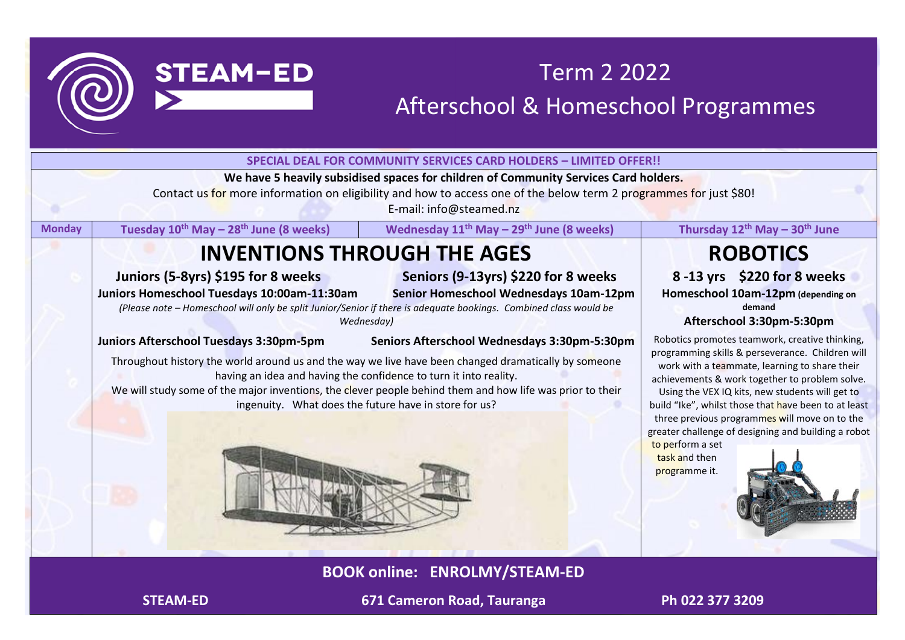# STEAM-ED

## Term 2 2022
## Afterschool & Homeschool Programmes

**SPECIAL DEAL FOR COMMUNITY SERVICES CARD HOLDERS – LIMITED OFFER!!**

**We have 5 heavily subsidised spaces for children of Community Services Card holders.**

Contact us for more information on eligibility and how to access one of the below term 2 programmes for just $80!

E-mail: info@steamed.nz

| Monday | Tuesday 10th May – 28th June (8 weeks) | Wednesday 11th May – 29th June (8 weeks) | Thursday 12th May – 30th June |
|---|---|---|---|

## INVENTIONS THROUGH THE AGES

**Juniors (5-8yrs) $195 for 8 weeks**

**Juniors Homeschool Tuesdays 10:00am-11:30am**

**Seniors (9-13yrs) $220 for 8 weeks**

**Senior Homeschool Wednesdays 10am-12pm**

*(Please note – Homeschool will only be split Junior/Senior if there is adequate bookings. Combined class would be Wednesday)*

**Juniors Afterschool Tuesdays 3:30pm-5pm**

**Seniors Afterschool Wednesdays 3:30pm-5:30pm**

Throughout history the world around us and the way we live have been changed dramatically by someone having an idea and having the confidence to turn it into reality.

We will study some of the major inventions, the clever people behind them and how life was prior to their ingenuity. What does the future have in store for us?

## ROBOTICS

**8 -13 yrs $220 for 8 weeks**

**Homeschool 10am-12pm (depending on demand**

**Afterschool 3:30pm-5:30pm**

Robotics promotes teamwork, creative thinking, programming skills & perseverance. Children will work with a teammate, learning to share their achievements & work together to problem solve. Using the VEX IQ kits, new students will get to build "Ike", whilst those that have been to at least three previous programmes will move on to the greater challenge of designing and building a robot to perform a set task and then programme it.

**BOOK online: ENROLMY/STEAM-ED**

**STEAM-ED** **671 Cameron Road, Tauranga** **Ph 022 377 3209**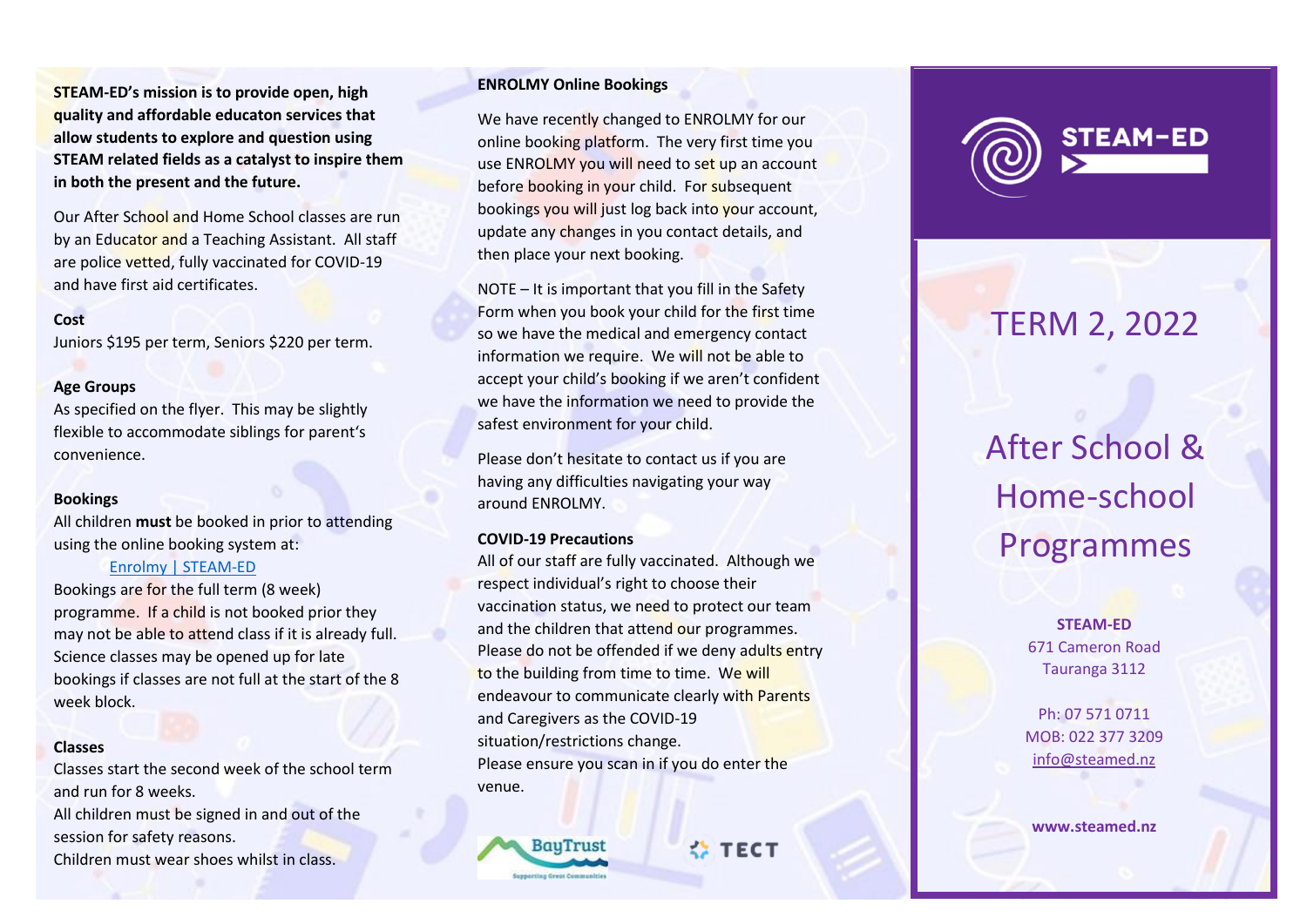**STEAM-ED's mission is to provide open, high quality and affordable educaton services that allow students to explore and question using STEAM related fields as a catalyst to inspire them in both the present and the future.**

Our After School and Home School classes are run by an Educator and a Teaching Assistant. All staff are police vetted, fully vaccinated for COVID-19 and have first aid certificates.

**Cost**
Juniors $195 per term, Seniors $220 per term.

**Age Groups**
As specified on the flyer. This may be slightly flexible to accommodate siblings for parent's convenience.

**Bookings**
All children **must** be booked in prior to attending using the online booking system at:
[Enrolmy | STEAM-ED]
Bookings are for the full term (8 week) programme. If a child is not booked prior they may not be able to attend class if it is already full. Science classes may be opened up for late bookings if classes are not full at the start of the 8 week block.

**Classes**
Classes start the second week of the school term and run for 8 weeks.
All children must be signed in and out of the session for safety reasons.
Children must wear shoes whilst in class.

**ENROLMY Online Bookings**

We have recently changed to ENROLMY for our online booking platform. The very first time you use ENROLMY you will need to set up an account before booking in your child. For subsequent bookings you will just log back into your account, update any changes in you contact details, and then place your next booking.

NOTE – It is important that you fill in the Safety Form when you book your child for the first time so we have the medical and emergency contact information we require. We will not be able to accept your child's booking if we aren't confident we have the information we need to provide the safest environment for your child.

Please don't hesitate to contact us if you are having any difficulties navigating your way around ENROLMY.

**COVID-19 Precautions**
All of our staff are fully vaccinated. Although we respect individual's right to choose their vaccination status, we need to protect our team and the children that attend our programmes. Please do not be offended if we deny adults entry to the building from time to time. We will endeavour to communicate clearly with Parents and Caregivers as the COVID-19 situation/restrictions change.
Please ensure you scan in if you do enter the venue.

BayTrust
Supporting Great Communities

TECT

STEAM-ED

# TERM 2, 2022

# After School & Home-school Programmes

**STEAM-ED**
671 Cameron Road
Tauranga 3112

Ph: 07 571 0711
MOB: 022 377 3209
info@steamed.nz

**www.steamed.nz**